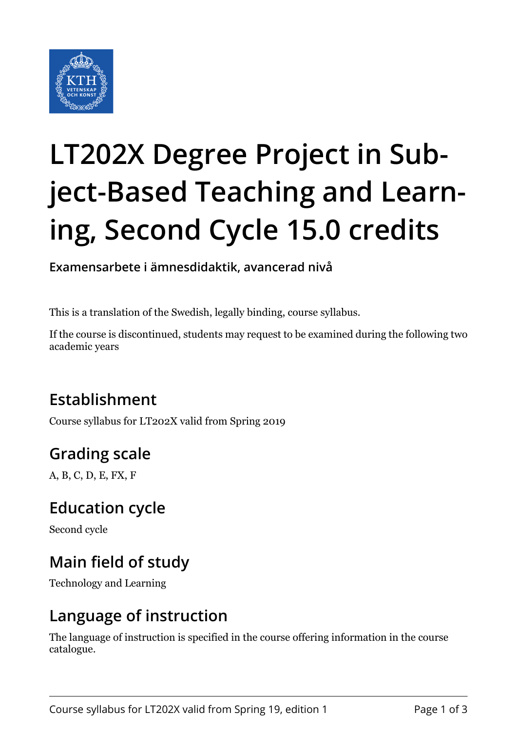# LT202X Degree Project in Subject-Based Teaching and Learning, Second Cycle 15.0 credits

**Examensarbete i ämnesdidaktik, avancerad nivå**

This is a translation of the Swedish, legally binding, course syllabus.

If the course is discontinued, students may request to be examined during the following two academic years

## Establishment

Course syllabus for LT202X valid from Spring 2019

## Grading scale

A, B, C, D, E, FX, F

## Education cycle

Second cycle

## Main field of study

Technology and Learning

## Language of instruction

The language of instruction is specified in the course offering information in the course catalogue.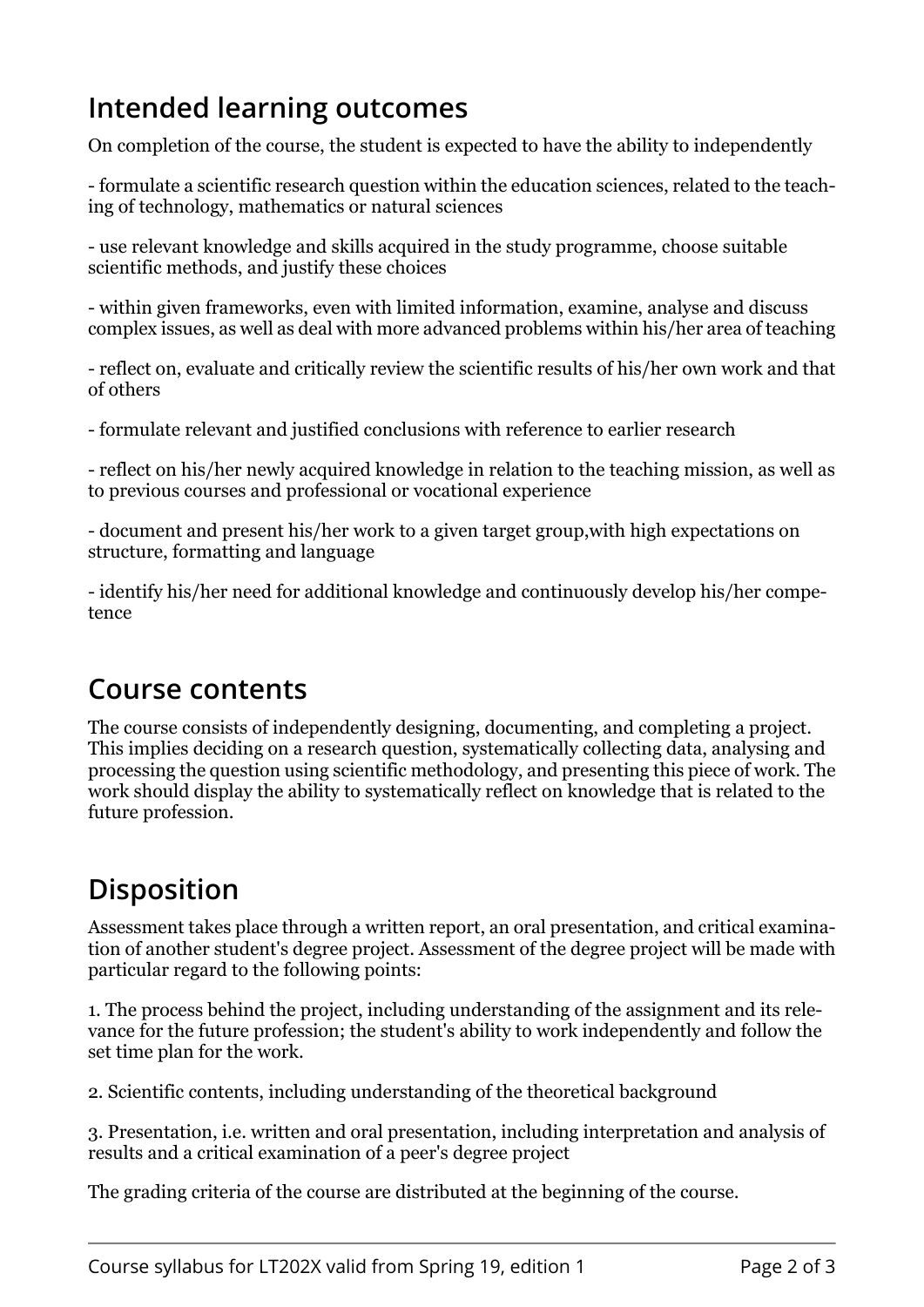## Intended learning outcomes

On completion of the course, the student is expected to have the ability to independently

- formulate a scientific research question within the education sciences, related to the teaching of technology, mathematics or natural sciences

- use relevant knowledge and skills acquired in the study programme, choose suitable scientific methods, and justify these choices

- within given frameworks, even with limited information, examine, analyse and discuss complex issues, as well as deal with more advanced problems within his/her area of teaching

- reflect on, evaluate and critically review the scientific results of his/her own work and that of others

- formulate relevant and justified conclusions with reference to earlier research

- reflect on his/her newly acquired knowledge in relation to the teaching mission, as well as to previous courses and professional or vocational experience

- document and present his/her work to a given target group,with high expectations on structure, formatting and language

- identify his/her need for additional knowledge and continuously develop his/her competence

## Course contents

The course consists of independently designing, documenting, and completing a project. This implies deciding on a research question, systematically collecting data, analysing and processing the question using scientific methodology, and presenting this piece of work. The work should display the ability to systematically reflect on knowledge that is related to the future profession.

## Disposition

Assessment takes place through a written report, an oral presentation, and critical examination of another student's degree project. Assessment of the degree project will be made with particular regard to the following points:

1. The process behind the project, including understanding of the assignment and its relevance for the future profession; the student's ability to work independently and follow the set time plan for the work.

2. Scientific contents, including understanding of the theoretical background

3. Presentation, i.e. written and oral presentation, including interpretation and analysis of results and a critical examination of a peer's degree project

The grading criteria of the course are distributed at the beginning of the course.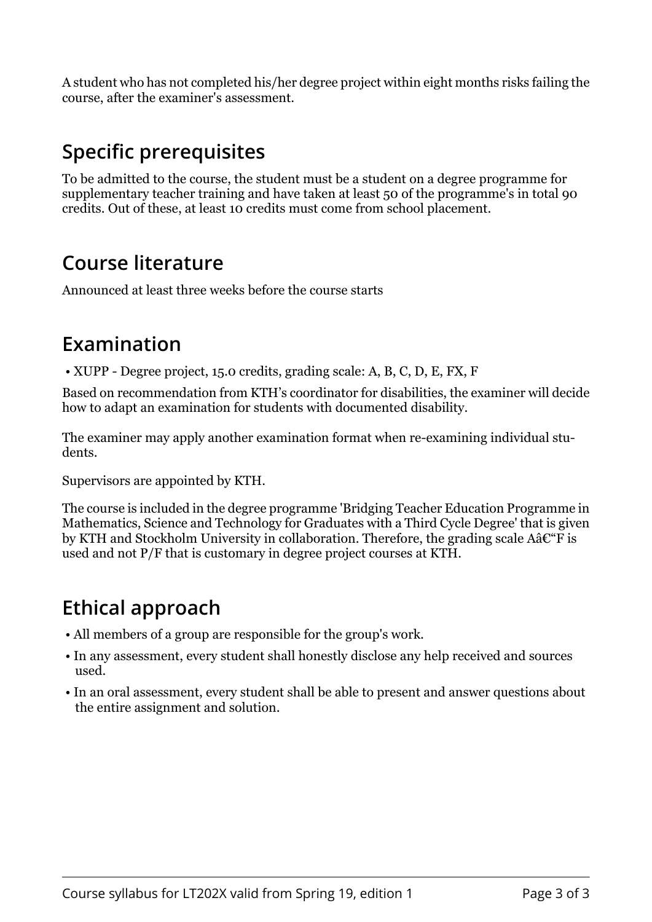A student who has not completed his/her degree project within eight months risks failing the course, after the examiner's assessment.

## Specific prerequisites

To be admitted to the course, the student must be a student on a degree programme for supplementary teacher training and have taken at least 50 of the programme's in total 90 credits. Out of these, at least 10 credits must come from school placement.

## Course literature

Announced at least three weeks before the course starts

## Examination

- XUPP - Degree project, 15.0 credits, grading scale: A, B, C, D, E, FX, F

Based on recommendation from KTH's coordinator for disabilities, the examiner will decide how to adapt an examination for students with documented disability.

The examiner may apply another examination format when re-examining individual students.

Supervisors are appointed by KTH.

The course is included in the degree programme 'Bridging Teacher Education Programme in Mathematics, Science and Technology for Graduates with a Third Cycle Degree' that is given by KTH and Stockholm University in collaboration. Therefore, the grading scale Aâ€“F is used and not P/F that is customary in degree project courses at KTH.

## Ethical approach

- All members of a group are responsible for the group's work.
- In any assessment, every student shall honestly disclose any help received and sources used.
- In an oral assessment, every student shall be able to present and answer questions about the entire assignment and solution.